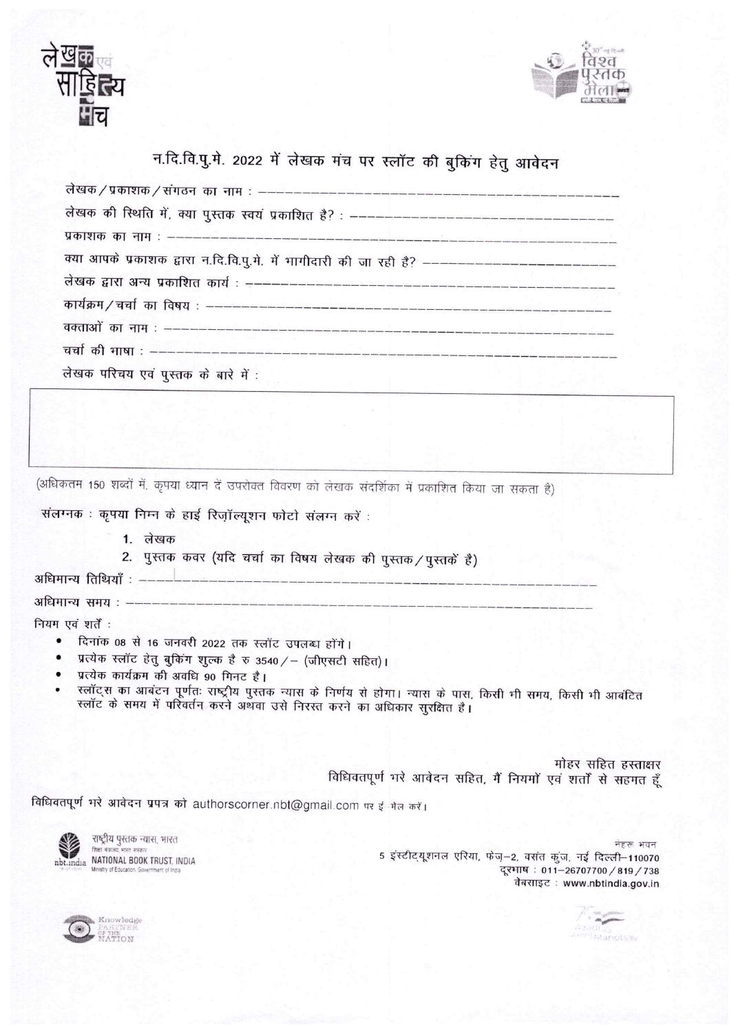लेखक एवं साहित्य मंच

विश्व पुस्तक मेला

## न.दि.वि.पु.मे. 2022 में लेखक मंच पर स्लॉट की बुकिंग हेतु आवेदन

लेखक / प्रकाशक / संगठन का नाम : ----------------------------------------------

लेखक की स्थिति में, क्या पुस्तक स्वयं प्रकाशित है? : ----------------------------------

प्रकाशक का नाम : -----------------------------------------------------------

क्या आपके प्रकाशक द्वारा न.दि.वि.पु.मे. में भागीदारी की जा रही है? ------------------------

लेखक द्वारा अन्य प्रकाशित कार्य : ---------------------------------------------

कार्यक्रम / चर्चा का विषय : ---------------------------------------------------

वक्ताओं का नाम : -----------------------------------------------------------

चर्चा की भाषा : ------------------------------------------------------------

लेखक परिचय एवं पुस्तक के बारे में :

| |
|---|
| |

(अधिकतम 150 शब्दों में, कृपया ध्यान दें उपरोक्त विवरण को लेखक संदर्शिका में प्रकाशित किया जा सकता है)

संलग्नक : कृपया निम्न के हाई रिज़ॉल्यूशन फोटो संलग्न करें :

1. लेखक
2. पुस्तक कवर (यदि चर्चा का विषय लेखक की पुस्तक / पुस्तकें है)

अधिमान्य तिथियाँ : ------------------------------------------------------------

अधिमान्य समय : -------------------------------------------------------------

नियम एवं शर्तें :

- दिनांक 08 से 16 जनवरी 2022 तक स्लॉट उपलब्ध होंगे।
- प्रत्येक स्लॉट हेतु बुकिंग शुल्क है रु 3540 / – (जीएसटी सहित)।
- प्रत्येक कार्यक्रम की अवधि 90 मिनट है।
- स्लॉट्स का आबंटन पूर्णतः राष्ट्रीय पुस्तक न्यास के निर्णय से होगा। न्यास के पास, किसी भी समय, किसी भी आबंटित स्लॉट के समय में परिवर्तन करने अथवा उसे निरस्त करने का अधिकार सुरक्षित है।

मोहर सहित हस्ताक्षर

विधिवतपूर्ण भरे आवेदन सहित, मैं नियमों एवं शर्तों से सहमत हूँ

विधिवतपूर्ण भरे आवेदन प्रपत्र को authorscorner.nbt@gmail.com पर ई मेल करें।

राष्ट्रीय पुस्तक न्यास, भारत
शिक्षा मंत्रालय, भारत सरकार
NATIONAL BOOK TRUST, INDIA
Ministry of Education, Government of India

नेहरू भवन
5 इंस्टीट्यूशनल एरिया, फेज़–2, वसंत कुंज, नई दिल्ली–110070
दूरभाष : 011–26707700 / 819 / 738
वेबसाइट : www.nbtindia.gov.in

Knowledge Partner of the Nation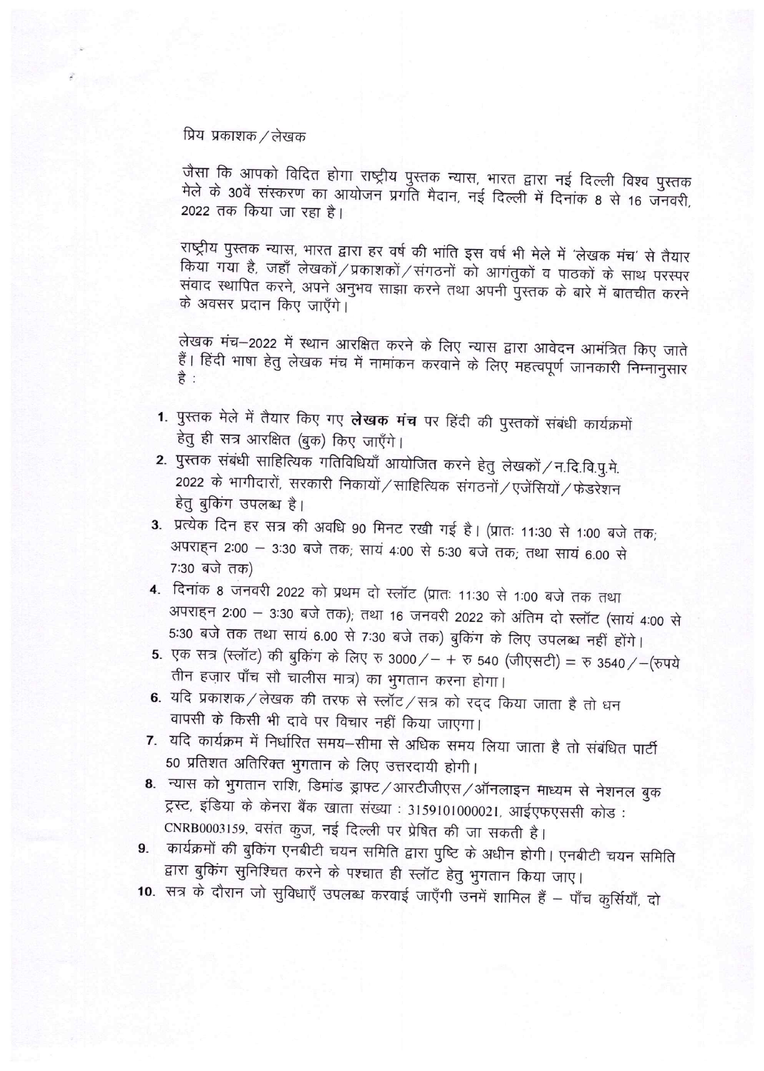प्रिय प्रकाशक/लेखक

जैसा कि आपको विदित होगा राष्ट्रीय पुस्तक न्यास, भारत द्वारा नई दिल्ली विश्व पुस्तक मेले के 30वें संस्करण का आयोजन प्रगति मैदान, नई दिल्ली में दिनांक 8 से 16 जनवरी, 2022 तक किया जा रहा है।

राष्ट्रीय पुस्तक न्यास, भारत द्वारा हर वर्ष की भांति इस वर्ष भी मेले में 'लेखक मंच' से तैयार किया गया है, जहाँ लेखकों/प्रकाशकों/संगठनों को आगंतुकों व पाठकों के साथ परस्पर संवाद स्थापित करने, अपने अनुभव साझा करने तथा अपनी पुस्तक के बारे में बातचीत करने के अवसर प्रदान किए जाएँगे।

लेखक मंच–2022 में स्थान आरक्षित करने के लिए न्यास द्वारा आवेदन आमंत्रित किए जाते हैं। हिंदी भाषा हेतु लेखक मंच में नामांकन करवाने के लिए महत्वपूर्ण जानकारी निम्नानुसार है :

1. पुस्तक मेले में तैयार किए गए **लेखक मंच** पर हिंदी की पुस्तकों संबंधी कार्यक्रमों हेतु ही सत्र आरक्षित (बुक) किए जाएँगे।
2. पुस्तक संबंधी साहित्यिक गतिविधियाँ आयोजित करने हेतु लेखकों/न.दि.वि.पु.मे. 2022 के भागीदारों, सरकारी निकायों/साहित्यिक संगठनों/एजेंसियों/फेडरेशन हेतु बुकिंग उपलब्ध है।
3. प्रत्येक दिन हर सत्र की अवधि 90 मिनट रखी गई है। (प्रातः 11:30 से 1:00 बजे तक; अपराह्न 2:00 – 3:30 बजे तक; सायं 4:00 से 5:30 बजे तक; तथा सायं 6.00 से 7:30 बजे तक)
4. दिनांक 8 जनवरी 2022 को प्रथम दो स्लॉट (प्रातः 11:30 से 1:00 बजे तक तथा अपराह्न 2:00 – 3:30 बजे तक); तथा 16 जनवरी 2022 को अंतिम दो स्लॉट (सायं 4:00 से 5:30 बजे तक तथा सायं 6.00 से 7:30 बजे तक) बुकिंग के लिए उपलब्ध नहीं होंगे।
5. एक सत्र (स्लॉट) की बुकिंग के लिए रु 3000/– + रु 540 (जीएसटी) = रु 3540/–(रुपये तीन हज़ार पाँच सौ चालीस मात्र) का भुगतान करना होगा।
6. यदि प्रकाशक/लेखक की तरफ से स्लॉट/सत्र को रद्द किया जाता है तो धन वापसी के किसी भी दावे पर विचार नहीं किया जाएगा।
7. यदि कार्यक्रम में निर्धारित समय–सीमा से अधिक समय लिया जाता है तो संबंधित पार्टी 50 प्रतिशत अतिरिक्त भुगतान के लिए उत्तरदायी होगी।
8. न्यास को भुगतान राशि, डिमांड ड्राफ्ट/आरटीजीएस/ऑनलाइन माध्यम से नेशनल बुक ट्रस्ट, इंडिया के केनरा बैंक खाता संख्या : 3159101000021, आईएफएससी कोड : CNRB0003159, वसंत कुंज, नई दिल्ली पर प्रेषित की जा सकती है।
9. कार्यक्रमों की बुकिंग एनबीटी चयन समिति द्वारा पुष्टि के अधीन होगी। एनबीटी चयन समिति द्वारा बुकिंग सुनिश्चित करने के पश्चात ही स्लॉट हेतु भुगतान किया जाए।
10. सत्र के दौरान जो सुविधाएँ उपलब्ध करवाई जाएँगी उनमें शामिल हैं – पाँच कुर्सियाँ, दो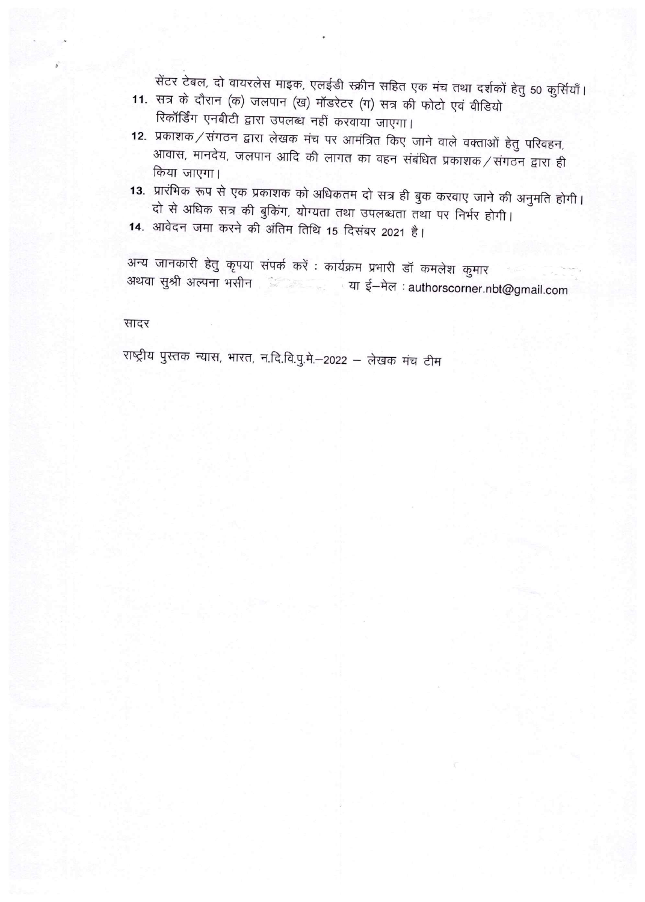सेंटर टेबल, दो वायरलेस माइक, एलईडी स्क्रीन सहित एक मंच तथा दर्शकों हेतु 50 कुर्सियाँ।

11. सत्र के दौरान (क) जलपान (ख) मॉडरेटर (ग) सत्र की फोटो एवं वीडियो रिकॉर्डिंग एनबीटी द्वारा उपलब्ध नहीं करवाया जाएगा।
12. प्रकाशक / संगठन द्वारा लेखक मंच पर आमंत्रित किए जाने वाले वक्ताओं हेतु परिवहन, आवास, मानदेय, जलपान आदि की लागत का वहन संबंधित प्रकाशक / संगठन द्वारा ही किया जाएगा।
13. प्रारंभिक रूप से एक प्रकाशक को अधिकतम दो सत्र ही बुक करवाए जाने की अनुमति होगी। दो से अधिक सत्र की बुकिंग, योग्यता तथा उपलब्धता तथा पर निर्भर होगी।
14. आवेदन जमा करने की अंतिम तिथि 15 दिसंबर 2021 है।

अन्य जानकारी हेतु कृपया संपर्क करें : कार्यक्रम प्रभारी डॉ कमलेश कुमार
अथवा सुश्री अल्पना भसीन या ई–मेल : authorscorner.nbt@gmail.com

सादर

राष्ट्रीय पुस्तक न्यास, भारत, न.दि.वि.पु.मे.–2022 – लेखक मंच टीम